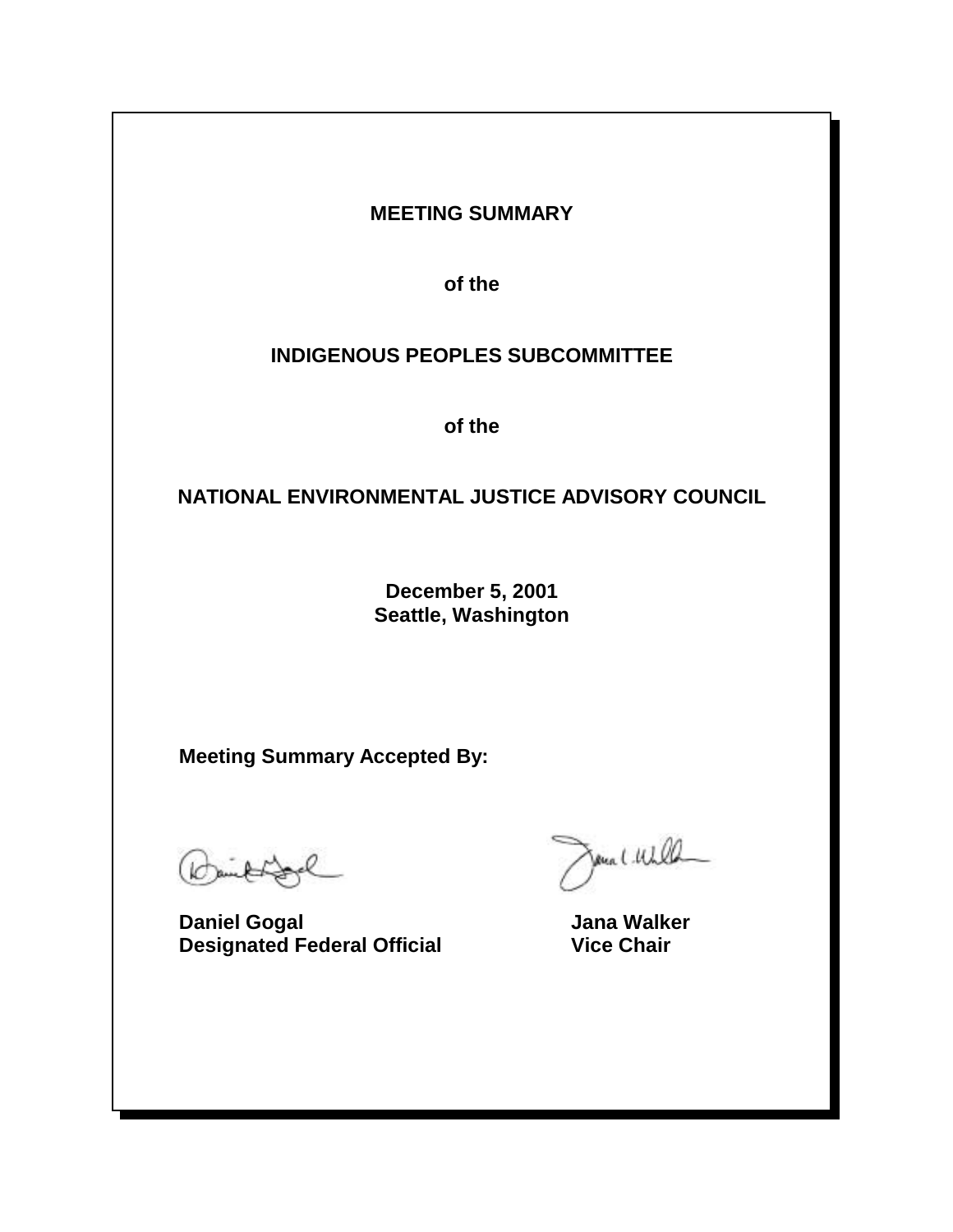# MEETING SUMMARY

**of the**

# INDIGENOUS PEOPLES SUBCOMMITTEE

**of the**

# NATIONAL ENVIRONMENTAL JUSTICE ADVISORY COUNCIL

**December 5, 2001**
**Seattle, Washington**

**Meeting Summary Accepted By:**

| | |
|---|---|
| **Daniel Gogal** | **Jana Walker** |
| **Designated Federal Official** | **Vice Chair** |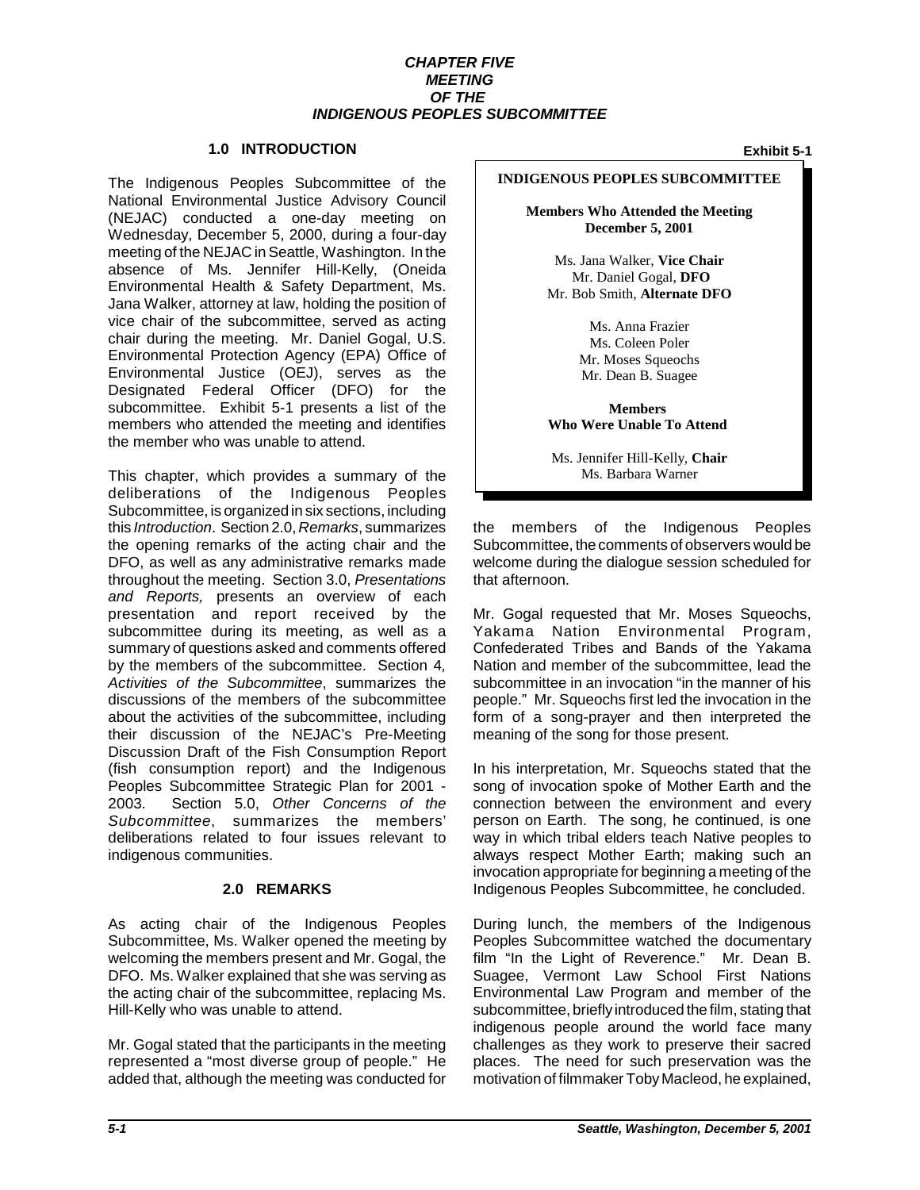***CHAPTER FIVE***
***MEETING***
***OF THE***
***INDIGENOUS PEOPLES SUBCOMMITTEE***

## 1.0 INTRODUCTION

The Indigenous Peoples Subcommittee of the National Environmental Justice Advisory Council (NEJAC) conducted a one-day meeting on Wednesday, December 5, 2000, during a four-day meeting of the NEJAC in Seattle, Washington. In the absence of Ms. Jennifer Hill-Kelly, (Oneida Environmental Health & Safety Department, Ms. Jana Walker, attorney at law, holding the position of vice chair of the subcommittee, served as acting chair during the meeting. Mr. Daniel Gogal, U.S. Environmental Protection Agency (EPA) Office of Environmental Justice (OEJ), serves as the Designated Federal Officer (DFO) for the subcommittee. Exhibit 5-1 presents a list of the members who attended the meeting and identifies the member who was unable to attend.

**Exhibit 5-1**

**INDIGENOUS PEOPLES SUBCOMMITTEE**

**Members Who Attended the Meeting**
**December 5, 2001**

Ms. Jana Walker, **Vice Chair**
Mr. Daniel Gogal, **DFO**
Mr. Bob Smith, **Alternate DFO**

Ms. Anna Frazier
Ms. Coleen Poler
Mr. Moses Squeochs
Mr. Dean B. Suagee

**Members**
**Who Were Unable To Attend**

Ms. Jennifer Hill-Kelly, **Chair**
Ms. Barbara Warner

This chapter, which provides a summary of the deliberations of the Indigenous Peoples Subcommittee, is organized in six sections, including this *Introduction*. Section 2.0, *Remarks*, summarizes the opening remarks of the acting chair and the DFO, as well as any administrative remarks made throughout the meeting. Section 3.0, *Presentations and Reports,* presents an overview of each presentation and report received by the subcommittee during its meeting, as well as a summary of questions asked and comments offered by the members of the subcommittee. Section 4*, Activities of the Subcommittee*, summarizes the discussions of the members of the subcommittee about the activities of the subcommittee, including their discussion of the NEJAC's Pre-Meeting Discussion Draft of the Fish Consumption Report (fish consumption report) and the Indigenous Peoples Subcommittee Strategic Plan for 2001 - 2003. Section 5.0, *Other Concerns of the Subcommittee*, summarizes the members' deliberations related to four issues relevant to indigenous communities.

## 2.0 REMARKS

As acting chair of the Indigenous Peoples Subcommittee, Ms. Walker opened the meeting by welcoming the members present and Mr. Gogal, the DFO. Ms. Walker explained that she was serving as the acting chair of the subcommittee, replacing Ms. Hill-Kelly who was unable to attend.

Mr. Gogal stated that the participants in the meeting represented a "most diverse group of people." He added that, although the meeting was conducted for the members of the Indigenous Peoples Subcommittee, the comments of observers would be welcome during the dialogue session scheduled for that afternoon.

Mr. Gogal requested that Mr. Moses Squeochs, Yakama Nation Environmental Program, Confederated Tribes and Bands of the Yakama Nation and member of the subcommittee, lead the subcommittee in an invocation "in the manner of his people." Mr. Squeochs first led the invocation in the form of a song-prayer and then interpreted the meaning of the song for those present.

In his interpretation, Mr. Squeochs stated that the song of invocation spoke of Mother Earth and the connection between the environment and every person on Earth. The song, he continued, is one way in which tribal elders teach Native peoples to always respect Mother Earth; making such an invocation appropriate for beginning a meeting of the Indigenous Peoples Subcommittee, he concluded.

During lunch, the members of the Indigenous Peoples Subcommittee watched the documentary film "In the Light of Reverence." Mr. Dean B. Suagee, Vermont Law School First Nations Environmental Law Program and member of the subcommittee, briefly introduced the film, stating that indigenous people around the world face many challenges as they work to preserve their sacred places. The need for such preservation was the motivation of filmmaker Toby Macleod, he explained,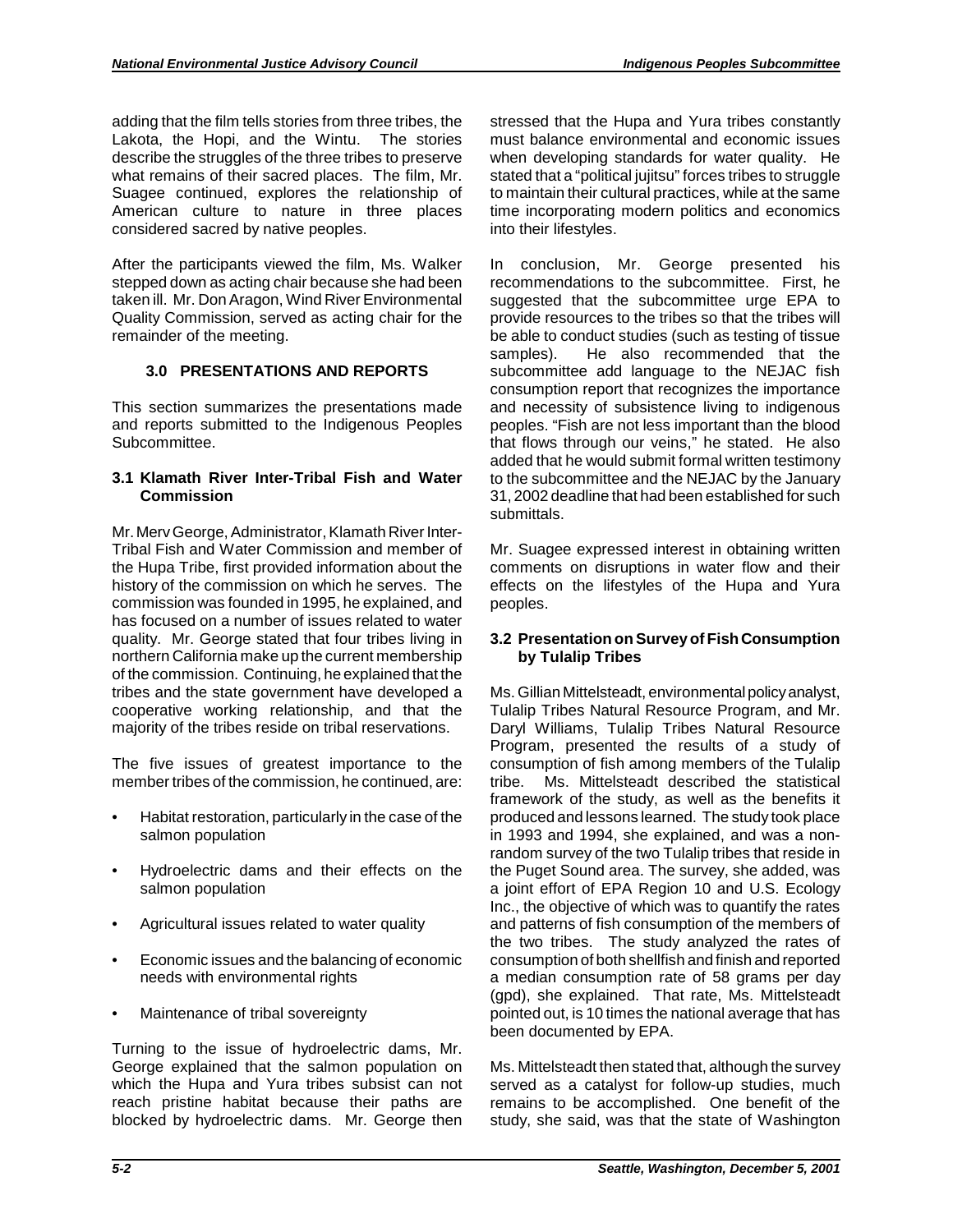adding that the film tells stories from three tribes, the Lakota, the Hopi, and the Wintu. The stories describe the struggles of the three tribes to preserve what remains of their sacred places. The film, Mr. Suagee continued, explores the relationship of American culture to nature in three places considered sacred by native peoples.

After the participants viewed the film, Ms. Walker stepped down as acting chair because she had been taken ill. Mr. Don Aragon, Wind River Environmental Quality Commission, served as acting chair for the remainder of the meeting.

## 3.0 PRESENTATIONS AND REPORTS

This section summarizes the presentations made and reports submitted to the Indigenous Peoples Subcommittee.

### 3.1 Klamath River Inter-Tribal Fish and Water Commission

Mr. Merv George, Administrator, Klamath River Inter-Tribal Fish and Water Commission and member of the Hupa Tribe, first provided information about the history of the commission on which he serves. The commission was founded in 1995, he explained, and has focused on a number of issues related to water quality. Mr. George stated that four tribes living in northern California make up the current membership of the commission. Continuing, he explained that the tribes and the state government have developed a cooperative working relationship, and that the majority of the tribes reside on tribal reservations.

The five issues of greatest importance to the member tribes of the commission, he continued, are:

- Habitat restoration, particularly in the case of the salmon population
- Hydroelectric dams and their effects on the salmon population
- Agricultural issues related to water quality
- Economic issues and the balancing of economic needs with environmental rights
- Maintenance of tribal sovereignty

Turning to the issue of hydroelectric dams, Mr. George explained that the salmon population on which the Hupa and Yura tribes subsist can not reach pristine habitat because their paths are blocked by hydroelectric dams. Mr. George then stressed that the Hupa and Yura tribes constantly must balance environmental and economic issues when developing standards for water quality. He stated that a "political jujitsu" forces tribes to struggle to maintain their cultural practices, while at the same time incorporating modern politics and economics into their lifestyles.

In conclusion, Mr. George presented his recommendations to the subcommittee. First, he suggested that the subcommittee urge EPA to provide resources to the tribes so that the tribes will be able to conduct studies (such as testing of tissue samples). He also recommended that the subcommittee add language to the NEJAC fish consumption report that recognizes the importance and necessity of subsistence living to indigenous peoples. "Fish are not less important than the blood that flows through our veins," he stated. He also added that he would submit formal written testimony to the subcommittee and the NEJAC by the January 31, 2002 deadline that had been established for such submittals.

Mr. Suagee expressed interest in obtaining written comments on disruptions in water flow and their effects on the lifestyles of the Hupa and Yura peoples.

### 3.2 Presentation on Survey of Fish Consumption by Tulalip Tribes

Ms. Gillian Mittelsteadt, environmental policy analyst, Tulalip Tribes Natural Resource Program, and Mr. Daryl Williams, Tulalip Tribes Natural Resource Program, presented the results of a study of consumption of fish among members of the Tulalip tribe. Ms. Mittelsteadt described the statistical framework of the study, as well as the benefits it produced and lessons learned. The study took place in 1993 and 1994, she explained, and was a non-random survey of the two Tulalip tribes that reside in the Puget Sound area. The survey, she added, was a joint effort of EPA Region 10 and U.S. Ecology Inc., the objective of which was to quantify the rates and patterns of fish consumption of the members of the two tribes. The study analyzed the rates of consumption of both shellfish and finish and reported a median consumption rate of 58 grams per day (gpd), she explained. That rate, Ms. Mittelsteadt pointed out, is 10 times the national average that has been documented by EPA.

Ms. Mittelsteadt then stated that, although the survey served as a catalyst for follow-up studies, much remains to be accomplished. One benefit of the study, she said, was that the state of Washington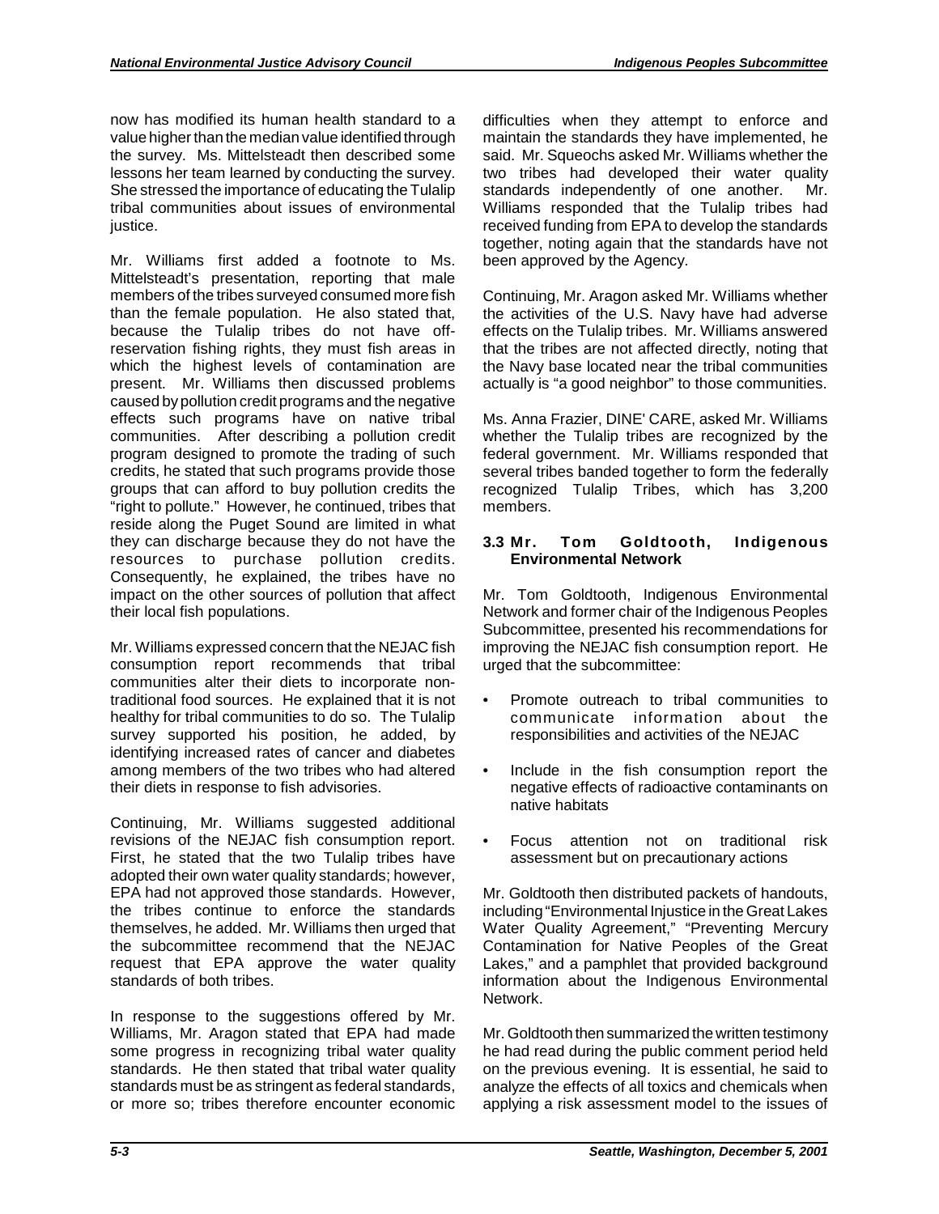now has modified its human health standard to a value higher than the median value identified through the survey. Ms. Mittelsteadt then described some lessons her team learned by conducting the survey. She stressed the importance of educating the Tulalip tribal communities about issues of environmental justice.

Mr. Williams first added a footnote to Ms. Mittelsteadt's presentation, reporting that male members of the tribes surveyed consumed more fish than the female population. He also stated that, because the Tulalip tribes do not have off-reservation fishing rights, they must fish areas in which the highest levels of contamination are present. Mr. Williams then discussed problems caused by pollution credit programs and the negative effects such programs have on native tribal communities. After describing a pollution credit program designed to promote the trading of such credits, he stated that such programs provide those groups that can afford to buy pollution credits the "right to pollute." However, he continued, tribes that reside along the Puget Sound are limited in what they can discharge because they do not have the resources to purchase pollution credits. Consequently, he explained, the tribes have no impact on the other sources of pollution that affect their local fish populations.

Mr. Williams expressed concern that the NEJAC fish consumption report recommends that tribal communities alter their diets to incorporate non-traditional food sources. He explained that it is not healthy for tribal communities to do so. The Tulalip survey supported his position, he added, by identifying increased rates of cancer and diabetes among members of the two tribes who had altered their diets in response to fish advisories.

Continuing, Mr. Williams suggested additional revisions of the NEJAC fish consumption report. First, he stated that the two Tulalip tribes have adopted their own water quality standards; however, EPA had not approved those standards. However, the tribes continue to enforce the standards themselves, he added. Mr. Williams then urged that the subcommittee recommend that the NEJAC request that EPA approve the water quality standards of both tribes.

In response to the suggestions offered by Mr. Williams, Mr. Aragon stated that EPA had made some progress in recognizing tribal water quality standards. He then stated that tribal water quality standards must be as stringent as federal standards, or more so; tribes therefore encounter economic difficulties when they attempt to enforce and maintain the standards they have implemented, he said. Mr. Squeochs asked Mr. Williams whether the two tribes had developed their water quality standards independently of one another. Mr. Williams responded that the Tulalip tribes had received funding from EPA to develop the standards together, noting again that the standards have not been approved by the Agency.

Continuing, Mr. Aragon asked Mr. Williams whether the activities of the U.S. Navy have had adverse effects on the Tulalip tribes. Mr. Williams answered that the tribes are not affected directly, noting that the Navy base located near the tribal communities actually is "a good neighbor" to those communities.

Ms. Anna Frazier, DINE' CARE, asked Mr. Williams whether the Tulalip tribes are recognized by the federal government. Mr. Williams responded that several tribes banded together to form the federally recognized Tulalip Tribes, which has 3,200 members.

### 3.3 Mr. Tom Goldtooth, Indigenous Environmental Network

Mr. Tom Goldtooth, Indigenous Environmental Network and former chair of the Indigenous Peoples Subcommittee, presented his recommendations for improving the NEJAC fish consumption report. He urged that the subcommittee:

- Promote outreach to tribal communities to communicate information about the responsibilities and activities of the NEJAC
- Include in the fish consumption report the negative effects of radioactive contaminants on native habitats
- Focus attention not on traditional risk assessment but on precautionary actions

Mr. Goldtooth then distributed packets of handouts, including "Environmental Injustice in the Great Lakes Water Quality Agreement," "Preventing Mercury Contamination for Native Peoples of the Great Lakes," and a pamphlet that provided background information about the Indigenous Environmental Network.

Mr. Goldtooth then summarized the written testimony he had read during the public comment period held on the previous evening. It is essential, he said to analyze the effects of all toxics and chemicals when applying a risk assessment model to the issues of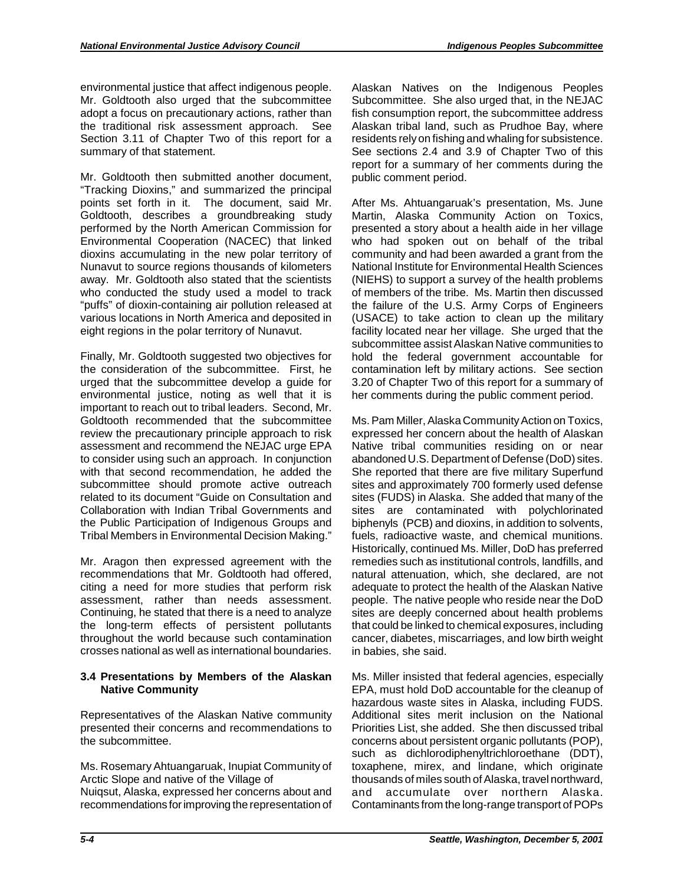environmental justice that affect indigenous people. Mr. Goldtooth also urged that the subcommittee adopt a focus on precautionary actions, rather than the traditional risk assessment approach. See Section 3.11 of Chapter Two of this report for a summary of that statement.

Mr. Goldtooth then submitted another document, "Tracking Dioxins," and summarized the principal points set forth in it. The document, said Mr. Goldtooth, describes a groundbreaking study performed by the North American Commission for Environmental Cooperation (NACEC) that linked dioxins accumulating in the new polar territory of Nunavut to source regions thousands of kilometers away. Mr. Goldtooth also stated that the scientists who conducted the study used a model to track "puffs" of dioxin-containing air pollution released at various locations in North America and deposited in eight regions in the polar territory of Nunavut.

Finally, Mr. Goldtooth suggested two objectives for the consideration of the subcommittee. First, he urged that the subcommittee develop a guide for environmental justice, noting as well that it is important to reach out to tribal leaders. Second, Mr. Goldtooth recommended that the subcommittee review the precautionary principle approach to risk assessment and recommend the NEJAC urge EPA to consider using such an approach. In conjunction with that second recommendation, he added the subcommittee should promote active outreach related to its document "Guide on Consultation and Collaboration with Indian Tribal Governments and the Public Participation of Indigenous Groups and Tribal Members in Environmental Decision Making."

Mr. Aragon then expressed agreement with the recommendations that Mr. Goldtooth had offered, citing a need for more studies that perform risk assessment, rather than needs assessment. Continuing, he stated that there is a need to analyze the long-term effects of persistent pollutants throughout the world because such contamination crosses national as well as international boundaries.

### 3.4 Presentations by Members of the Alaskan Native Community

Representatives of the Alaskan Native community presented their concerns and recommendations to the subcommittee.

Ms. Rosemary Ahtuangaruak, Inupiat Community of Arctic Slope and native of the Village of Nuiqsut, Alaska, expressed her concerns about and recommendations for improving the representation of Alaskan Natives on the Indigenous Peoples Subcommittee. She also urged that, in the NEJAC fish consumption report, the subcommittee address Alaskan tribal land, such as Prudhoe Bay, where residents rely on fishing and whaling for subsistence. See sections 2.4 and 3.9 of Chapter Two of this report for a summary of her comments during the public comment period.

After Ms. Ahtuangaruak's presentation, Ms. June Martin, Alaska Community Action on Toxics, presented a story about a health aide in her village who had spoken out on behalf of the tribal community and had been awarded a grant from the National Institute for Environmental Health Sciences (NIEHS) to support a survey of the health problems of members of the tribe. Ms. Martin then discussed the failure of the U.S. Army Corps of Engineers (USACE) to take action to clean up the military facility located near her village. She urged that the subcommittee assist Alaskan Native communities to hold the federal government accountable for contamination left by military actions. See section 3.20 of Chapter Two of this report for a summary of her comments during the public comment period.

Ms. Pam Miller, Alaska Community Action on Toxics, expressed her concern about the health of Alaskan Native tribal communities residing on or near abandoned U.S. Department of Defense (DoD) sites. She reported that there are five military Superfund sites and approximately 700 formerly used defense sites (FUDS) in Alaska. She added that many of the sites are contaminated with polychlorinated biphenyls (PCB) and dioxins, in addition to solvents, fuels, radioactive waste, and chemical munitions. Historically, continued Ms. Miller, DoD has preferred remedies such as institutional controls, landfills, and natural attenuation, which, she declared, are not adequate to protect the health of the Alaskan Native people. The native people who reside near the DoD sites are deeply concerned about health problems that could be linked to chemical exposures, including cancer, diabetes, miscarriages, and low birth weight in babies, she said.

Ms. Miller insisted that federal agencies, especially EPA, must hold DoD accountable for the cleanup of hazardous waste sites in Alaska, including FUDS. Additional sites merit inclusion on the National Priorities List, she added. She then discussed tribal concerns about persistent organic pollutants (POP), such as dichlorodiphenyltrichloroethane (DDT), toxaphene, mirex, and lindane, which originate thousands of miles south of Alaska, travel northward, and accumulate over northern Alaska. Contaminants from the long-range transport of POPs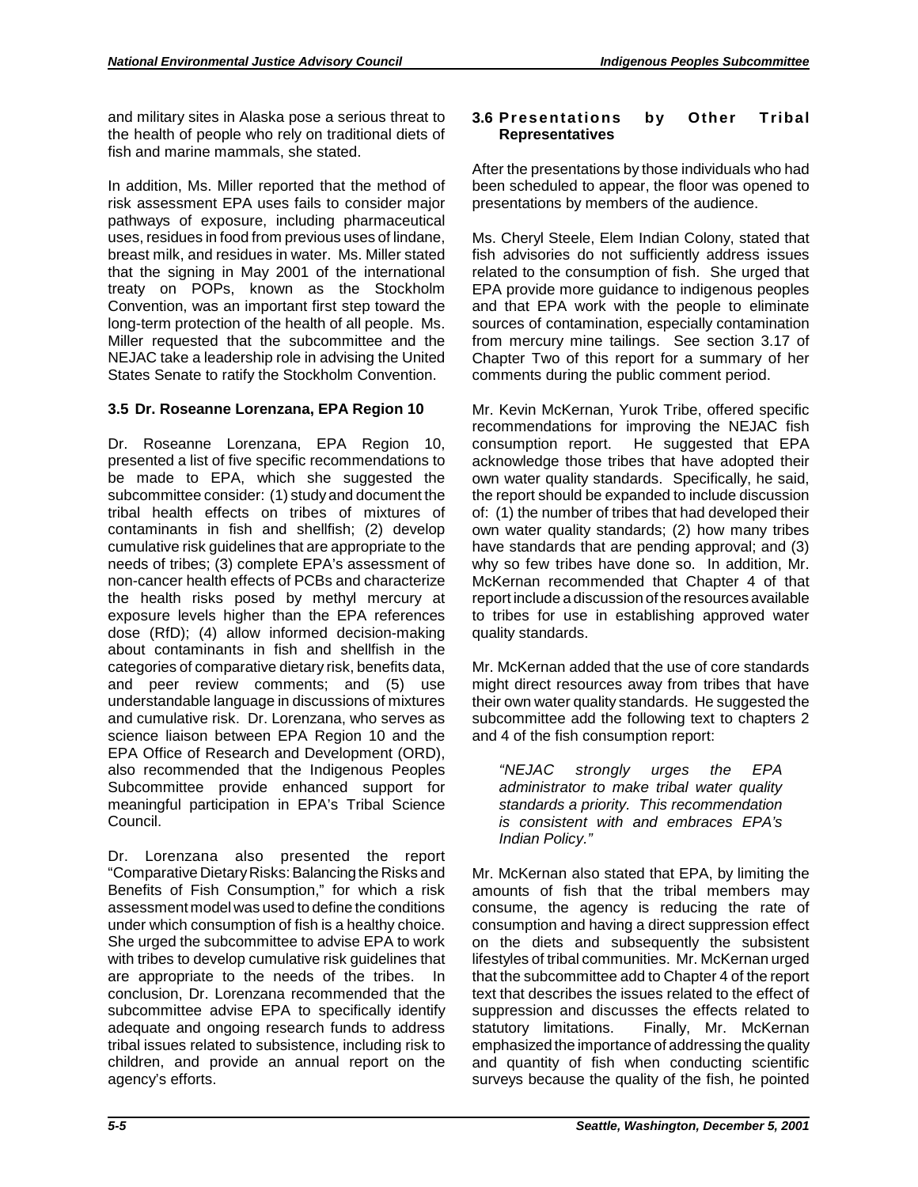and military sites in Alaska pose a serious threat to the health of people who rely on traditional diets of fish and marine mammals, she stated.

In addition, Ms. Miller reported that the method of risk assessment EPA uses fails to consider major pathways of exposure, including pharmaceutical uses, residues in food from previous uses of lindane, breast milk, and residues in water. Ms. Miller stated that the signing in May 2001 of the international treaty on POPs, known as the Stockholm Convention, was an important first step toward the long-term protection of the health of all people. Ms. Miller requested that the subcommittee and the NEJAC take a leadership role in advising the United States Senate to ratify the Stockholm Convention.

### 3.5 Dr. Roseanne Lorenzana, EPA Region 10

Dr. Roseanne Lorenzana, EPA Region 10, presented a list of five specific recommendations to be made to EPA, which she suggested the subcommittee consider: (1) study and document the tribal health effects on tribes of mixtures of contaminants in fish and shellfish; (2) develop cumulative risk guidelines that are appropriate to the needs of tribes; (3) complete EPA's assessment of non-cancer health effects of PCBs and characterize the health risks posed by methyl mercury at exposure levels higher than the EPA references dose (RfD); (4) allow informed decision-making about contaminants in fish and shellfish in the categories of comparative dietary risk, benefits data, and peer review comments; and (5) use understandable language in discussions of mixtures and cumulative risk. Dr. Lorenzana, who serves as science liaison between EPA Region 10 and the EPA Office of Research and Development (ORD), also recommended that the Indigenous Peoples Subcommittee provide enhanced support for meaningful participation in EPA's Tribal Science Council.

Dr. Lorenzana also presented the report "Comparative Dietary Risks: Balancing the Risks and Benefits of Fish Consumption," for which a risk assessment model was used to define the conditions under which consumption of fish is a healthy choice. She urged the subcommittee to advise EPA to work with tribes to develop cumulative risk guidelines that are appropriate to the needs of the tribes. In conclusion, Dr. Lorenzana recommended that the subcommittee advise EPA to specifically identify adequate and ongoing research funds to address tribal issues related to subsistence, including risk to children, and provide an annual report on the agency's efforts.

### 3.6 Presentations by Other Tribal Representatives

After the presentations by those individuals who had been scheduled to appear, the floor was opened to presentations by members of the audience.

Ms. Cheryl Steele, Elem Indian Colony, stated that fish advisories do not sufficiently address issues related to the consumption of fish. She urged that EPA provide more guidance to indigenous peoples and that EPA work with the people to eliminate sources of contamination, especially contamination from mercury mine tailings. See section 3.17 of Chapter Two of this report for a summary of her comments during the public comment period.

Mr. Kevin McKernan, Yurok Tribe, offered specific recommendations for improving the NEJAC fish consumption report. He suggested that EPA acknowledge those tribes that have adopted their own water quality standards. Specifically, he said, the report should be expanded to include discussion of: (1) the number of tribes that had developed their own water quality standards; (2) how many tribes have standards that are pending approval; and (3) why so few tribes have done so. In addition, Mr. McKernan recommended that Chapter 4 of that report include a discussion of the resources available to tribes for use in establishing approved water quality standards.

Mr. McKernan added that the use of core standards might direct resources away from tribes that have their own water quality standards. He suggested the subcommittee add the following text to chapters 2 and 4 of the fish consumption report:

> *"NEJAC strongly urges the EPA administrator to make tribal water quality standards a priority. This recommendation is consistent with and embraces EPA's Indian Policy."*

Mr. McKernan also stated that EPA, by limiting the amounts of fish that the tribal members may consume, the agency is reducing the rate of consumption and having a direct suppression effect on the diets and subsequently the subsistent lifestyles of tribal communities. Mr. McKernan urged that the subcommittee add to Chapter 4 of the report text that describes the issues related to the effect of suppression and discusses the effects related to statutory limitations. Finally, Mr. McKernan emphasized the importance of addressing the quality and quantity of fish when conducting scientific surveys because the quality of the fish, he pointed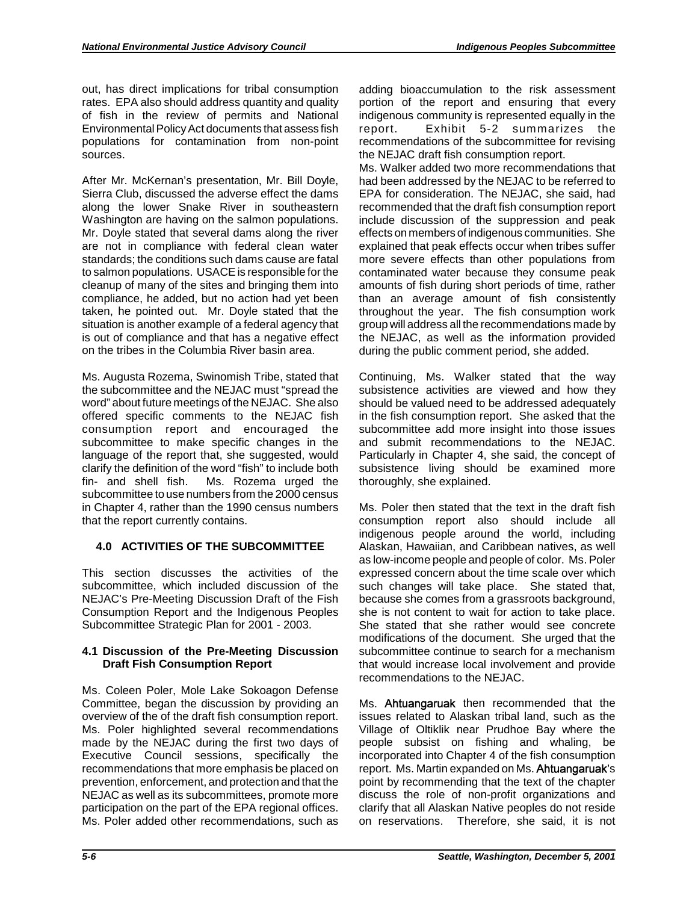out, has direct implications for tribal consumption rates. EPA also should address quantity and quality of fish in the review of permits and National Environmental Policy Act documents that assess fish populations for contamination from non-point sources.

After Mr. McKernan's presentation, Mr. Bill Doyle, Sierra Club, discussed the adverse effect the dams along the lower Snake River in southeastern Washington are having on the salmon populations. Mr. Doyle stated that several dams along the river are not in compliance with federal clean water standards; the conditions such dams cause are fatal to salmon populations. USACE is responsible for the cleanup of many of the sites and bringing them into compliance, he added, but no action had yet been taken, he pointed out. Mr. Doyle stated that the situation is another example of a federal agency that is out of compliance and that has a negative effect on the tribes in the Columbia River basin area.

Ms. Augusta Rozema, Swinomish Tribe, stated that the subcommittee and the NEJAC must "spread the word" about future meetings of the NEJAC. She also offered specific comments to the NEJAC fish consumption report and encouraged the subcommittee to make specific changes in the language of the report that, she suggested, would clarify the definition of the word "fish" to include both fin- and shell fish. Ms. Rozema urged the subcommittee to use numbers from the 2000 census in Chapter 4, rather than the 1990 census numbers that the report currently contains.

## 4.0 ACTIVITIES OF THE SUBCOMMITTEE

This section discusses the activities of the subcommittee, which included discussion of the NEJAC's Pre-Meeting Discussion Draft of the Fish Consumption Report and the Indigenous Peoples Subcommittee Strategic Plan for 2001 - 2003.

### 4.1 Discussion of the Pre-Meeting Discussion Draft Fish Consumption Report

Ms. Coleen Poler, Mole Lake Sokoagon Defense Committee, began the discussion by providing an overview of the of the draft fish consumption report. Ms. Poler highlighted several recommendations made by the NEJAC during the first two days of Executive Council sessions, specifically the recommendations that more emphasis be placed on prevention, enforcement, and protection and that the NEJAC as well as its subcommittees, promote more participation on the part of the EPA regional offices. Ms. Poler added other recommendations, such as adding bioaccumulation to the risk assessment portion of the report and ensuring that every indigenous community is represented equally in the report. Exhibit 5-2 summarizes the recommendations of the subcommittee for revising the NEJAC draft fish consumption report.

Ms. Walker added two more recommendations that had been addressed by the NEJAC to be referred to EPA for consideration. The NEJAC, she said, had recommended that the draft fish consumption report include discussion of the suppression and peak effects on members of indigenous communities. She explained that peak effects occur when tribes suffer more severe effects than other populations from contaminated water because they consume peak amounts of fish during short periods of time, rather than an average amount of fish consistently throughout the year. The fish consumption work group will address all the recommendations made by the NEJAC, as well as the information provided during the public comment period, she added.

Continuing, Ms. Walker stated that the way subsistence activities are viewed and how they should be valued need to be addressed adequately in the fish consumption report. She asked that the subcommittee add more insight into those issues and submit recommendations to the NEJAC. Particularly in Chapter 4, she said, the concept of subsistence living should be examined more thoroughly, she explained.

Ms. Poler then stated that the text in the draft fish consumption report also should include all indigenous people around the world, including Alaskan, Hawaiian, and Caribbean natives, as well as low-income people and people of color. Ms. Poler expressed concern about the time scale over which such changes will take place. She stated that, because she comes from a grassroots background, she is not content to wait for action to take place. She stated that she rather would see concrete modifications of the document. She urged that the subcommittee continue to search for a mechanism that would increase local involvement and provide recommendations to the NEJAC.

Ms. Ahtuangaruak then recommended that the issues related to Alaskan tribal land, such as the Village of Oltiklik near Prudhoe Bay where the people subsist on fishing and whaling, be incorporated into Chapter 4 of the fish consumption report. Ms. Martin expanded on Ms. Ahtuangaruak's point by recommending that the text of the chapter discuss the role of non-profit organizations and clarify that all Alaskan Native peoples do not reside on reservations. Therefore, she said, it is not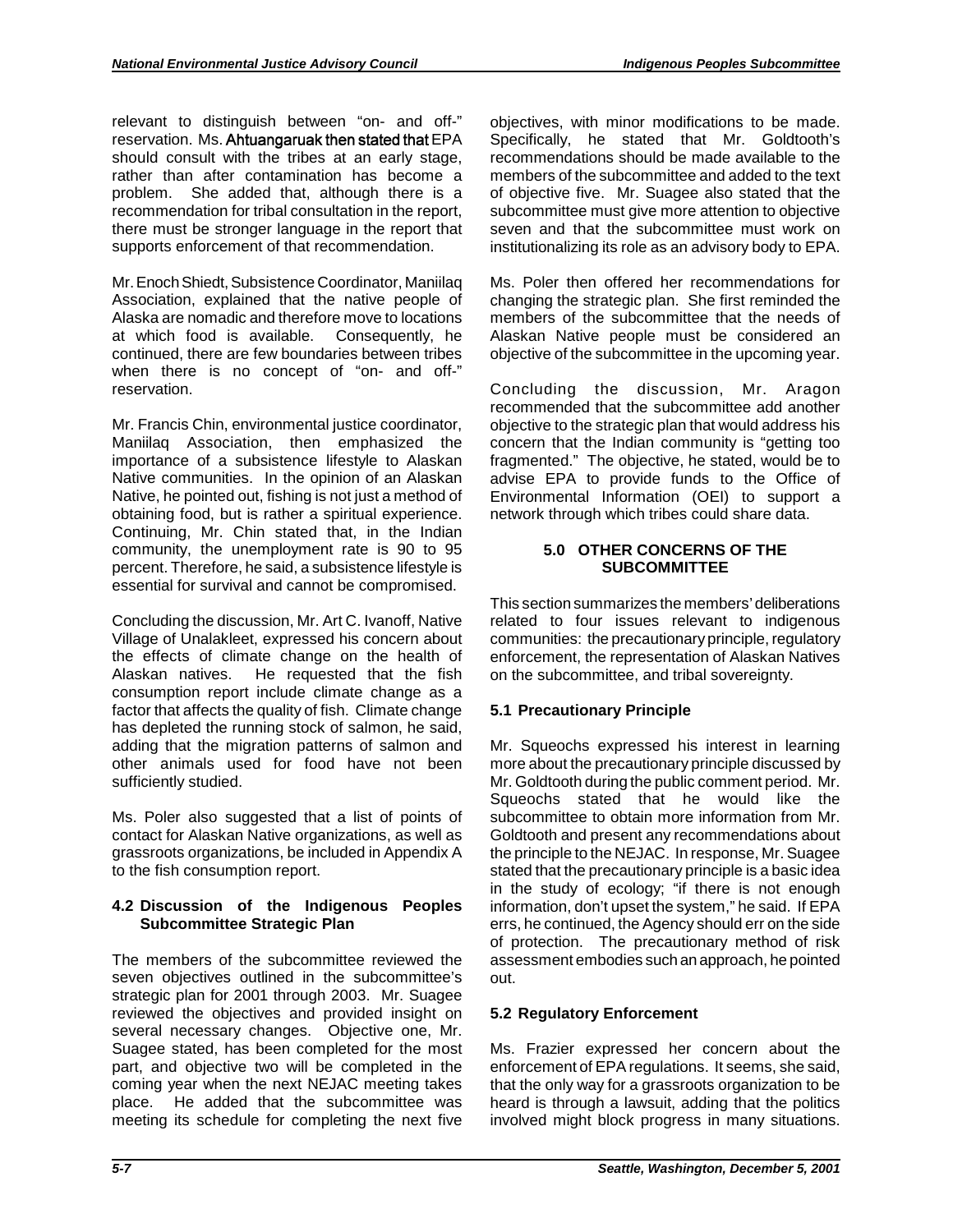relevant to distinguish between "on- and off-" reservation. Ms. Ahtuangaruak then stated that EPA should consult with the tribes at an early stage, rather than after contamination has become a problem. She added that, although there is a recommendation for tribal consultation in the report, there must be stronger language in the report that supports enforcement of that recommendation.

Mr. Enoch Shiedt, Subsistence Coordinator, Maniilaq Association, explained that the native people of Alaska are nomadic and therefore move to locations at which food is available. Consequently, he continued, there are few boundaries between tribes when there is no concept of "on- and off-" reservation.

Mr. Francis Chin, environmental justice coordinator, Maniilaq Association, then emphasized the importance of a subsistence lifestyle to Alaskan Native communities. In the opinion of an Alaskan Native, he pointed out, fishing is not just a method of obtaining food, but is rather a spiritual experience. Continuing, Mr. Chin stated that, in the Indian community, the unemployment rate is 90 to 95 percent. Therefore, he said, a subsistence lifestyle is essential for survival and cannot be compromised.

Concluding the discussion, Mr. Art C. Ivanoff, Native Village of Unalakleet, expressed his concern about the effects of climate change on the health of Alaskan natives. He requested that the fish consumption report include climate change as a factor that affects the quality of fish. Climate change has depleted the running stock of salmon, he said, adding that the migration patterns of salmon and other animals used for food have not been sufficiently studied.

Ms. Poler also suggested that a list of points of contact for Alaskan Native organizations, as well as grassroots organizations, be included in Appendix A to the fish consumption report.

### 4.2 Discussion of the Indigenous Peoples Subcommittee Strategic Plan

The members of the subcommittee reviewed the seven objectives outlined in the subcommittee's strategic plan for 2001 through 2003. Mr. Suagee reviewed the objectives and provided insight on several necessary changes. Objective one, Mr. Suagee stated, has been completed for the most part, and objective two will be completed in the coming year when the next NEJAC meeting takes place. He added that the subcommittee was meeting its schedule for completing the next five objectives, with minor modifications to be made. Specifically, he stated that Mr. Goldtooth's recommendations should be made available to the members of the subcommittee and added to the text of objective five. Mr. Suagee also stated that the subcommittee must give more attention to objective seven and that the subcommittee must work on institutionalizing its role as an advisory body to EPA.

Ms. Poler then offered her recommendations for changing the strategic plan. She first reminded the members of the subcommittee that the needs of Alaskan Native people must be considered an objective of the subcommittee in the upcoming year.

Concluding the discussion, Mr. Aragon recommended that the subcommittee add another objective to the strategic plan that would address his concern that the Indian community is "getting too fragmented." The objective, he stated, would be to advise EPA to provide funds to the Office of Environmental Information (OEI) to support a network through which tribes could share data.

## 5.0 OTHER CONCERNS OF THE SUBCOMMITTEE

This section summarizes the members' deliberations related to four issues relevant to indigenous communities: the precautionary principle, regulatory enforcement, the representation of Alaskan Natives on the subcommittee, and tribal sovereignty.

### 5.1 Precautionary Principle

Mr. Squeochs expressed his interest in learning more about the precautionary principle discussed by Mr. Goldtooth during the public comment period. Mr. Squeochs stated that he would like the subcommittee to obtain more information from Mr. Goldtooth and present any recommendations about the principle to the NEJAC. In response, Mr. Suagee stated that the precautionary principle is a basic idea in the study of ecology; "if there is not enough information, don't upset the system," he said. If EPA errs, he continued, the Agency should err on the side of protection. The precautionary method of risk assessment embodies such an approach, he pointed out.

### 5.2 Regulatory Enforcement

Ms. Frazier expressed her concern about the enforcement of EPA regulations. It seems, she said, that the only way for a grassroots organization to be heard is through a lawsuit, adding that the politics involved might block progress in many situations.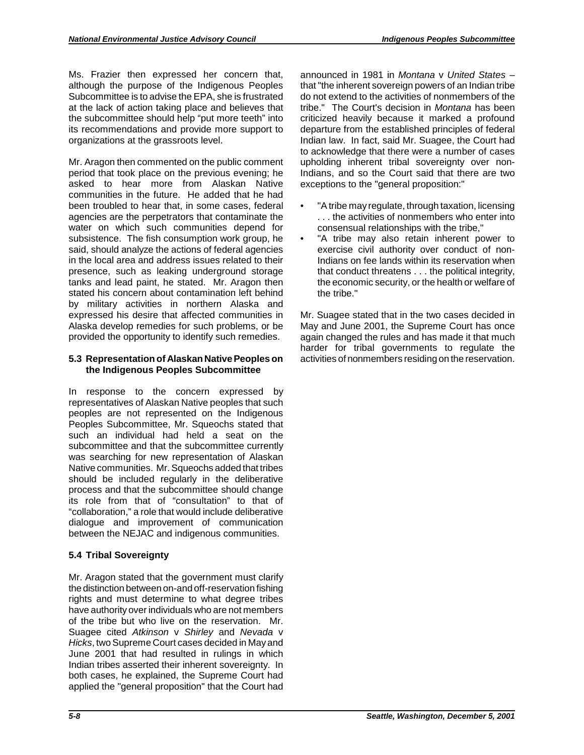Ms. Frazier then expressed her concern that, although the purpose of the Indigenous Peoples Subcommittee is to advise the EPA, she is frustrated at the lack of action taking place and believes that the subcommittee should help "put more teeth" into its recommendations and provide more support to organizations at the grassroots level.

Mr. Aragon then commented on the public comment period that took place on the previous evening; he asked to hear more from Alaskan Native communities in the future. He added that he had been troubled to hear that, in some cases, federal agencies are the perpetrators that contaminate the water on which such communities depend for subsistence. The fish consumption work group, he said, should analyze the actions of federal agencies in the local area and address issues related to their presence, such as leaking underground storage tanks and lead paint, he stated. Mr. Aragon then stated his concern about contamination left behind by military activities in northern Alaska and expressed his desire that affected communities in Alaska develop remedies for such problems, or be provided the opportunity to identify such remedies.

### 5.3 Representation of Alaskan Native Peoples on the Indigenous Peoples Subcommittee

In response to the concern expressed by representatives of Alaskan Native peoples that such peoples are not represented on the Indigenous Peoples Subcommittee, Mr. Squeochs stated that such an individual had held a seat on the subcommittee and that the subcommittee currently was searching for new representation of Alaskan Native communities. Mr. Squeochs added that tribes should be included regularly in the deliberative process and that the subcommittee should change its role from that of "consultation" to that of "collaboration," a role that would include deliberative dialogue and improvement of communication between the NEJAC and indigenous communities.

### 5.4 Tribal Sovereignty

Mr. Aragon stated that the government must clarify the distinction between on-and off-reservation fishing rights and must determine to what degree tribes have authority over individuals who are not members of the tribe but who live on the reservation. Mr. Suagee cited *Atkinson* v *Shirley* and *Nevada* v *Hicks*, two Supreme Court cases decided in May and June 2001 that had resulted in rulings in which Indian tribes asserted their inherent sovereignty. In both cases, he explained, the Supreme Court had applied the "general proposition" that the Court had announced in 1981 in *Montana* v *United States* – that "the inherent sovereign powers of an Indian tribe do not extend to the activities of nonmembers of the tribe." The Court's decision in *Montana* has been criticized heavily because it marked a profound departure from the established principles of federal Indian law. In fact, said Mr. Suagee, the Court had to acknowledge that there were a number of cases upholding inherent tribal sovereignty over non-Indians, and so the Court said that there are two exceptions to the "general proposition:"

- "A tribe may regulate, through taxation, licensing . . . the activities of nonmembers who enter into consensual relationships with the tribe,"
- "A tribe may also retain inherent power to exercise civil authority over conduct of non-Indians on fee lands within its reservation when that conduct threatens . . . the political integrity, the economic security, or the health or welfare of the tribe."

Mr. Suagee stated that in the two cases decided in May and June 2001, the Supreme Court has once again changed the rules and has made it that much harder for tribal governments to regulate the activities of nonmembers residing on the reservation.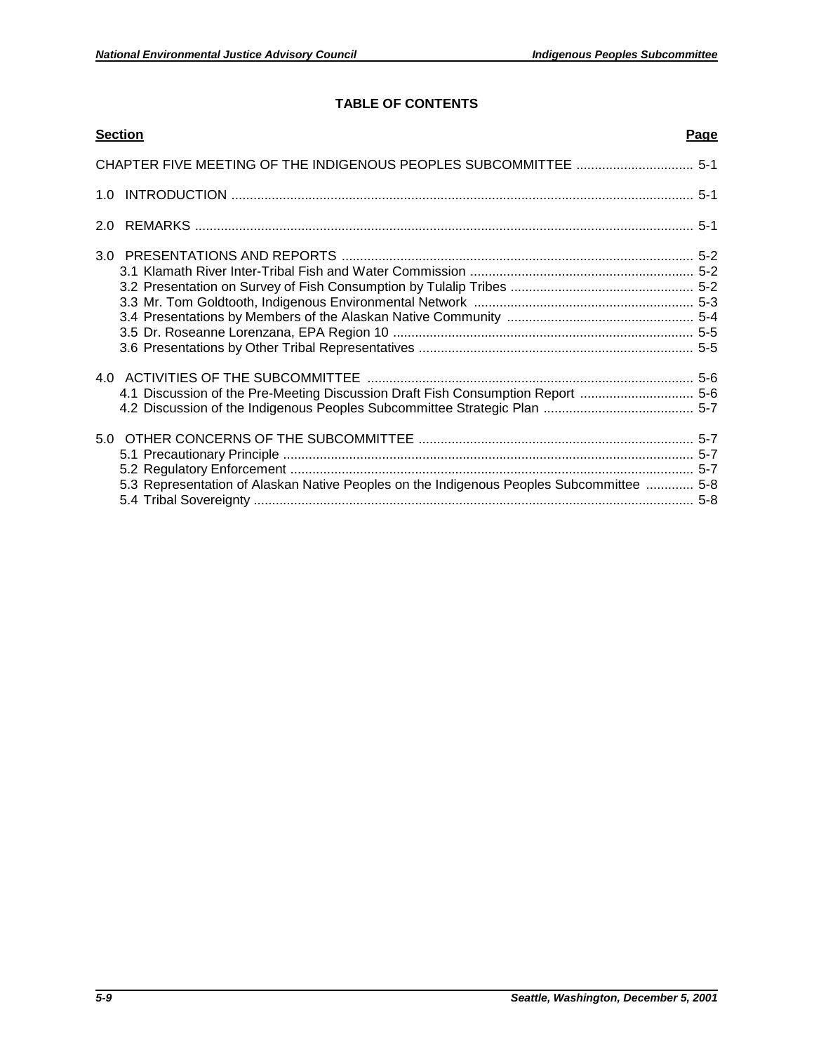**TABLE OF CONTENTS**

| Section | Page |
|---|---|
| CHAPTER FIVE MEETING OF THE INDIGENOUS PEOPLES SUBCOMMITTEE | 5-1 |
| 1.0 INTRODUCTION | 5-1 |
| 2.0 REMARKS | 5-1 |
| 3.0 PRESENTATIONS AND REPORTS | 5-2 |
| 3.1 Klamath River Inter-Tribal Fish and Water Commission | 5-2 |
| 3.2 Presentation on Survey of Fish Consumption by Tulalip Tribes | 5-2 |
| 3.3 Mr. Tom Goldtooth, Indigenous Environmental Network | 5-3 |
| 3.4 Presentations by Members of the Alaskan Native Community | 5-4 |
| 3.5 Dr. Roseanne Lorenzana, EPA Region 10 | 5-5 |
| 3.6 Presentations by Other Tribal Representatives | 5-5 |
| 4.0 ACTIVITIES OF THE SUBCOMMITTEE | 5-6 |
| 4.1 Discussion of the Pre-Meeting Discussion Draft Fish Consumption Report | 5-6 |
| 4.2 Discussion of the Indigenous Peoples Subcommittee Strategic Plan | 5-7 |
| 5.0 OTHER CONCERNS OF THE SUBCOMMITTEE | 5-7 |
| 5.1 Precautionary Principle | 5-7 |
| 5.2 Regulatory Enforcement | 5-7 |
| 5.3 Representation of Alaskan Native Peoples on the Indigenous Peoples Subcommittee | 5-8 |
| 5.4 Tribal Sovereignty | 5-8 |